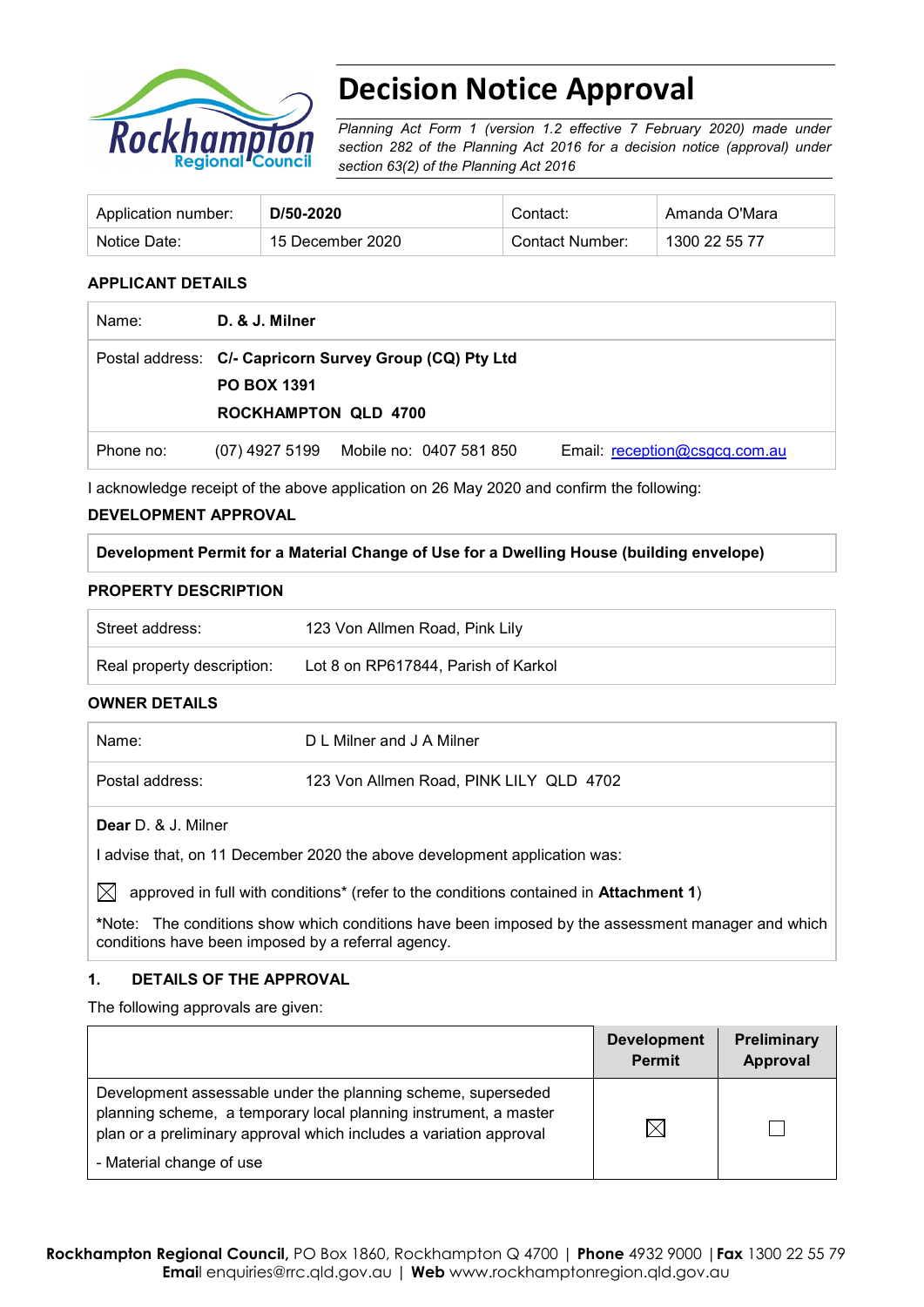# Decision Notice Approval

*Planning Act Form 1 (version 1.2 effective 7 February 2020) made under section 282 of the Planning Act 2016 for a decision notice (approval) under section 63(2) of the Planning Act 2016*

| Application number: | **D/50-2020** | Contact: | Amanda O'Mara |
|---|---|---|---|
| Notice Date: | 15 December 2020 | Contact Number: | 1300 22 55 77 |

## APPLICANT DETAILS

| | |
|---|---|
| Name: | **D. & J. Milner** |
| Postal address: | **C/- Capricorn Survey Group (CQ) Pty Ltd**<br>**PO BOX 1391**<br>**ROCKHAMPTON QLD 4700** |
| Phone no: | (07) 4927 5199 Mobile no: 0407 581 850 Email: reception@csgcq.com.au |

I acknowledge receipt of the above application on 26 May 2020 and confirm the following:

## DEVELOPMENT APPROVAL

**Development Permit for a Material Change of Use for a Dwelling House (building envelope)**

## PROPERTY DESCRIPTION

| | |
|---|---|
| Street address: | 123 Von Allmen Road, Pink Lily |
| Real property description: | Lot 8 on RP617844, Parish of Karkol |

## OWNER DETAILS

| | |
|---|---|
| Name: | D L Milner and J A Milner |
| Postal address: | 123 Von Allmen Road, PINK LILY QLD 4702 |

**Dear** D. & J. Milner

I advise that, on 11 December 2020 the above development application was:

☒ approved in full with conditions* (refer to the conditions contained in **Attachment 1**)

*Note: The conditions show which conditions have been imposed by the assessment manager and which conditions have been imposed by a referral agency.

## 1. DETAILS OF THE APPROVAL

The following approvals are given:

| | Development Permit | Preliminary Approval |
|---|---|---|
| Development assessable under the planning scheme, superseded planning scheme, a temporary local planning instrument, a master plan or a preliminary approval which includes a variation approval<br>- Material change of use | ☒ | ☐ |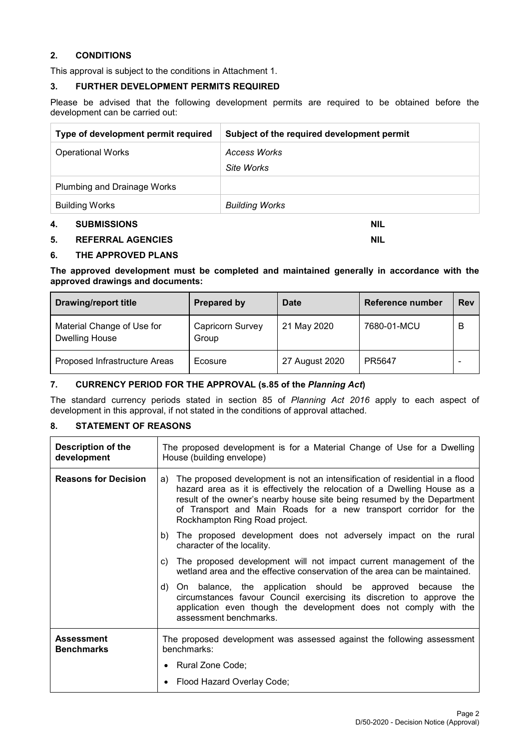## 2. CONDITIONS

This approval is subject to the conditions in Attachment 1.

## 3. FURTHER DEVELOPMENT PERMITS REQUIRED

Please be advised that the following development permits are required to be obtained before the development can be carried out:

| Type of development permit required | Subject of the required development permit |
|---|---|
| Operational Works | *Access Works*<br>*Site Works* |
| Plumbing and Drainage Works | |
| Building Works | *Building Works* |

## 4. SUBMISSIONS — NIL

## 5. REFERRAL AGENCIES — NIL

## 6. THE APPROVED PLANS

**The approved development must be completed and maintained generally in accordance with the approved drawings and documents:**

| Drawing/report title | Prepared by | Date | Reference number | Rev |
|---|---|---|---|---|
| Material Change of Use for Dwelling House | Capricorn Survey Group | 21 May 2020 | 7680-01-MCU | B |
| Proposed Infrastructure Areas | Ecosure | 27 August 2020 | PR5647 | - |

## 7. CURRENCY PERIOD FOR THE APPROVAL (s.85 of the *Planning Act*)

The standard currency periods stated in section 85 of *Planning Act 2016* apply to each aspect of development in this approval, if not stated in the conditions of approval attached.

## 8. STATEMENT OF REASONS

| | |
|---|---|
| **Description of the development** | The proposed development is for a Material Change of Use for a Dwelling House (building envelope) |
| **Reasons for Decision** | a) The proposed development is not an intensification of residential in a flood hazard area as it is effectively the relocation of a Dwelling House as a result of the owner's nearby house site being resumed by the Department of Transport and Main Roads for a new transport corridor for the Rockhampton Ring Road project.<br>b) The proposed development does not adversely impact on the rural character of the locality.<br>c) The proposed development will not impact current management of the wetland area and the effective conservation of the area can be maintained.<br>d) On balance, the application should be approved because the circumstances favour Council exercising its discretion to approve the application even though the development does not comply with the assessment benchmarks. |
| **Assessment Benchmarks** | The proposed development was assessed against the following assessment benchmarks:<br>• Rural Zone Code;<br>• Flood Hazard Overlay Code; |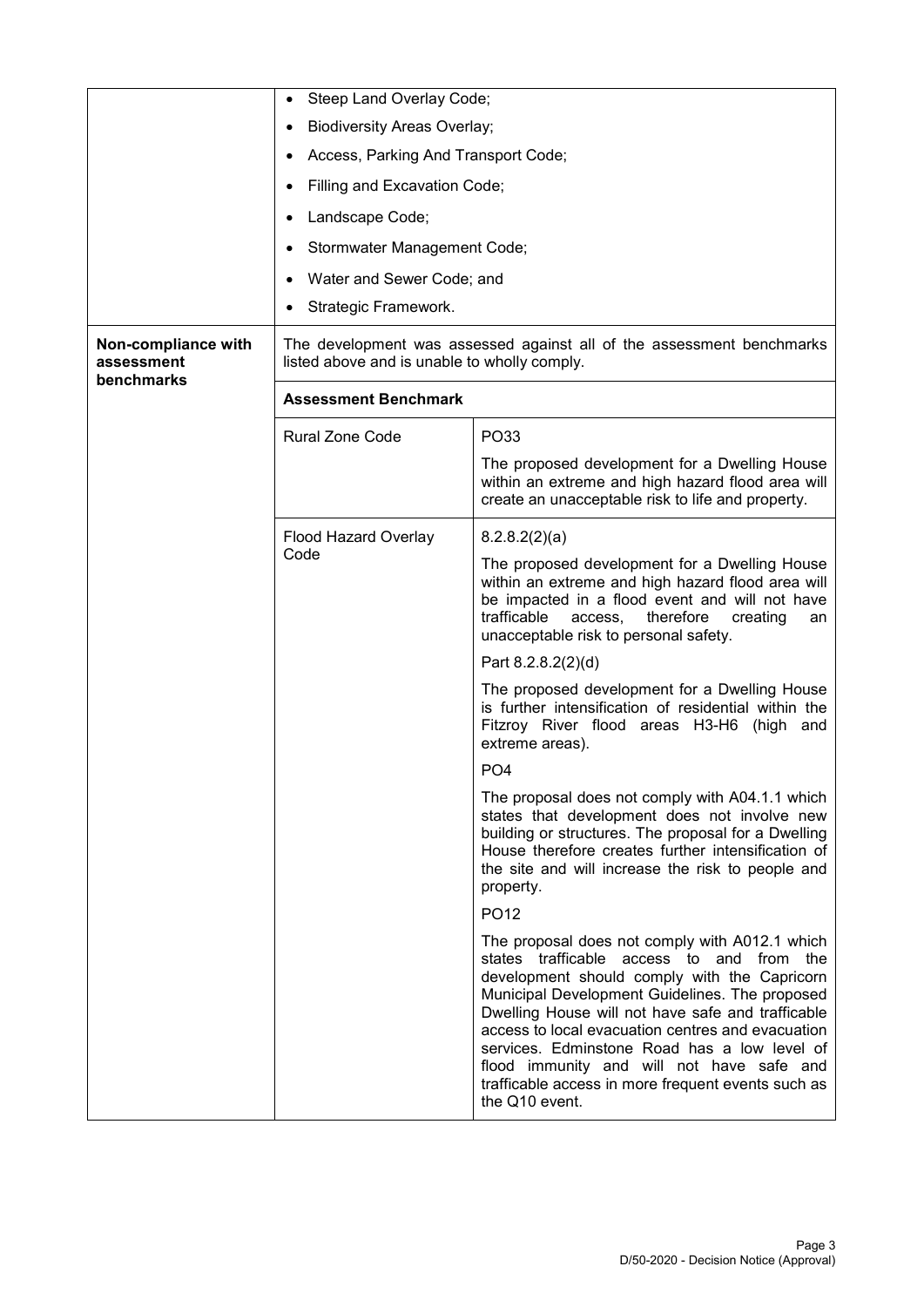| | | |
|---|---|---|
| | • Steep Land Overlay Code;<br>• Biodiversity Areas Overlay;<br>• Access, Parking And Transport Code;<br>• Filling and Excavation Code;<br>• Landscape Code;<br>• Stormwater Management Code;<br>• Water and Sewer Code; and<br>• Strategic Framework. | |
| **Non-compliance with assessment benchmarks** | The development was assessed against all of the assessment benchmarks listed above and is unable to wholly comply. | |
| | **Assessment Benchmark** | |
| | Rural Zone Code | PO33<br><br>The proposed development for a Dwelling House within an extreme and high hazard flood area will create an unacceptable risk to life and property. |
| | Flood Hazard Overlay Code | 8.2.8.2(2)(a)<br><br>The proposed development for a Dwelling House within an extreme and high hazard flood area will be impacted in a flood event and will not have trafficable access, therefore creating an unacceptable risk to personal safety.<br><br>Part 8.2.8.2(2)(d)<br><br>The proposed development for a Dwelling House is further intensification of residential within the Fitzroy River flood areas H3-H6 (high and extreme areas).<br><br>PO4<br><br>The proposal does not comply with A04.1.1 which states that development does not involve new building or structures. The proposal for a Dwelling House therefore creates further intensification of the site and will increase the risk to people and property.<br><br>PO12<br><br>The proposal does not comply with A012.1 which states trafficable access to and from the development should comply with the Capricorn Municipal Development Guidelines. The proposed Dwelling House will not have safe and trafficable access to local evacuation centres and evacuation services. Edminstone Road has a low level of flood immunity and will not have safe and trafficable access in more frequent events such as the Q10 event. |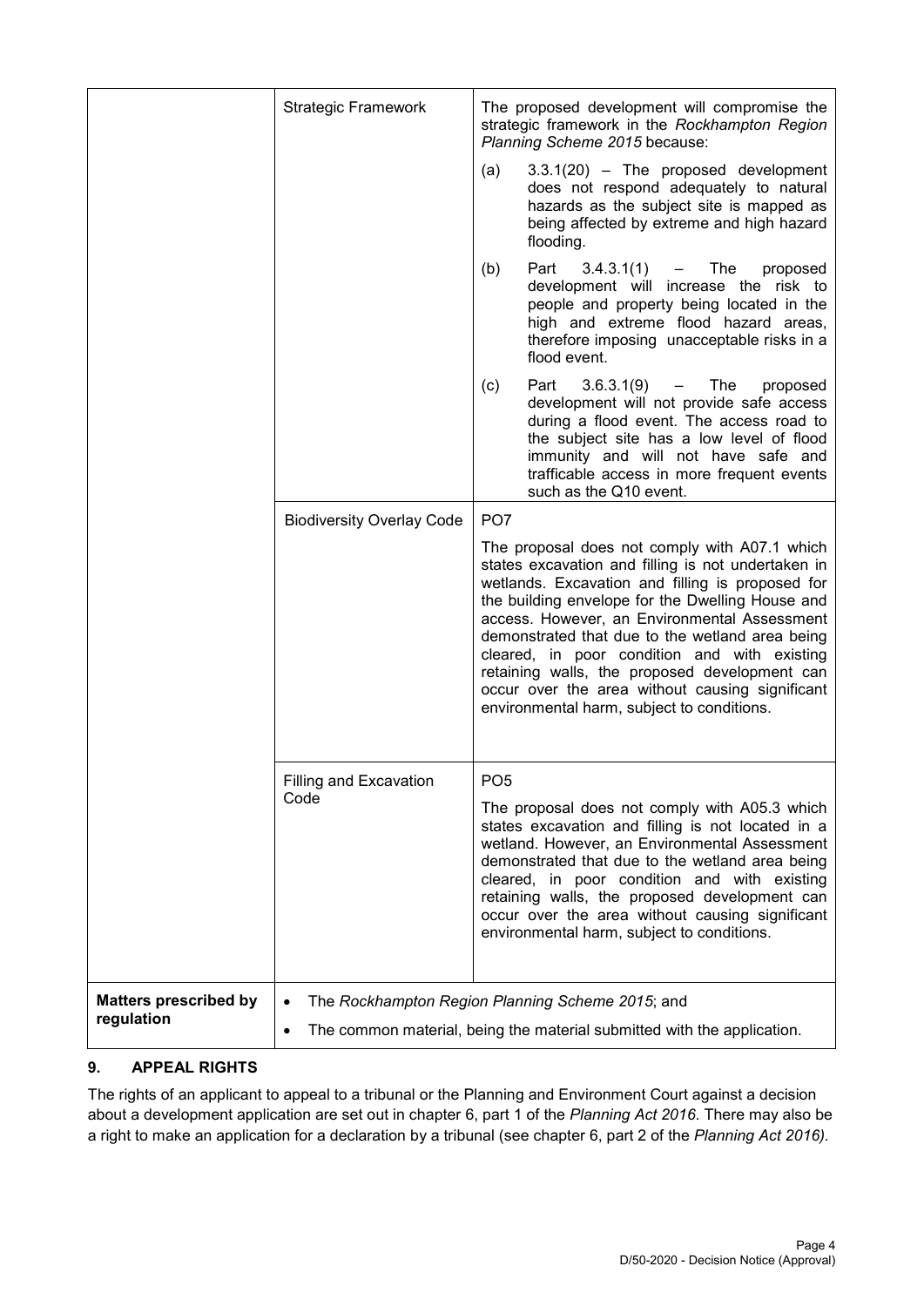| | | |
|---|---|---|
| | Strategic Framework | The proposed development will compromise the strategic framework in the *Rockhampton Region Planning Scheme 2015* because:<br>(a) 3.3.1(20) – The proposed development does not respond adequately to natural hazards as the subject site is mapped as being affected by extreme and high hazard flooding.<br>(b) Part 3.4.3.1(1) – The proposed development will increase the risk to people and property being located in the high and extreme flood hazard areas, therefore imposing unacceptable risks in a flood event.<br>(c) Part 3.6.3.1(9) – The proposed development will not provide safe access during a flood event. The access road to the subject site has a low level of flood immunity and will not have safe and trafficable access in more frequent events such as the Q10 event. |
| | Biodiversity Overlay Code | PO7<br>The proposal does not comply with A07.1 which states excavation and filling is not undertaken in wetlands. Excavation and filling is proposed for the building envelope for the Dwelling House and access. However, an Environmental Assessment demonstrated that due to the wetland area being cleared, in poor condition and with existing retaining walls, the proposed development can occur over the area without causing significant environmental harm, subject to conditions. |
| | Filling and Excavation Code | PO5<br>The proposal does not comply with A05.3 which states excavation and filling is not located in a wetland. However, an Environmental Assessment demonstrated that due to the wetland area being cleared, in poor condition and with existing retaining walls, the proposed development can occur over the area without causing significant environmental harm, subject to conditions. |
| **Matters prescribed by regulation** | • The *Rockhampton Region Planning Scheme 2015*; and<br>• The common material, being the material submitted with the application. | |

## 9. APPEAL RIGHTS

The rights of an applicant to appeal to a tribunal or the Planning and Environment Court against a decision about a development application are set out in chapter 6, part 1 of the *Planning Act 2016*. There may also be a right to make an application for a declaration by a tribunal (see chapter 6, part 2 of the *Planning Act 2016).*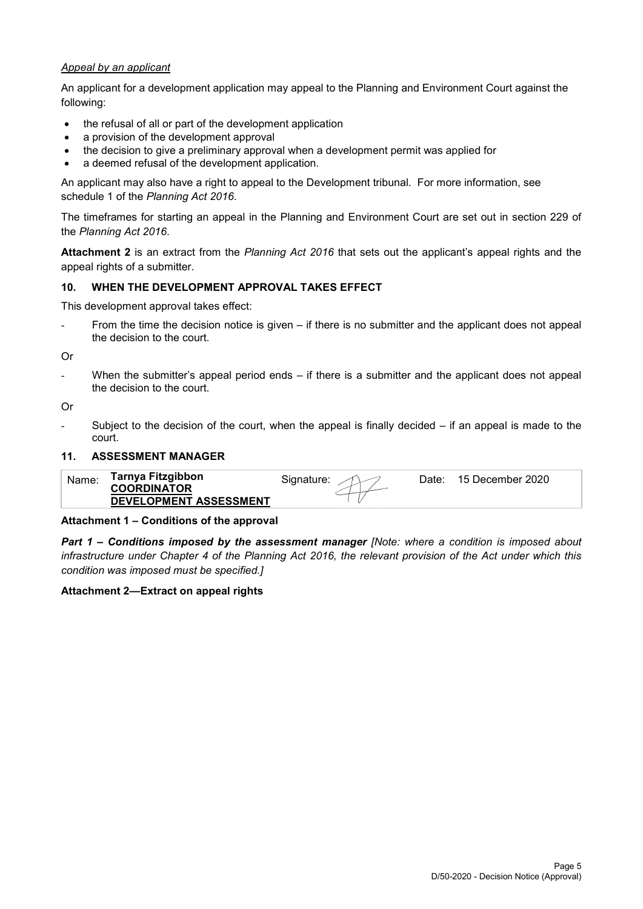*Appeal by an applicant*

An applicant for a development application may appeal to the Planning and Environment Court against the following:

- the refusal of all or part of the development application
- a provision of the development approval
- the decision to give a preliminary approval when a development permit was applied for
- a deemed refusal of the development application.

An applicant may also have a right to appeal to the Development tribunal. For more information, see schedule 1 of the *Planning Act 2016*.

The timeframes for starting an appeal in the Planning and Environment Court are set out in section 229 of the *Planning Act 2016*.

**Attachment 2** is an extract from the *Planning Act 2016* that sets out the applicant's appeal rights and the appeal rights of a submitter.

### 10. WHEN THE DEVELOPMENT APPROVAL TAKES EFFECT

This development approval takes effect:

- From the time the decision notice is given – if there is no submitter and the applicant does not appeal the decision to the court.

Or

- When the submitter's appeal period ends – if there is a submitter and the applicant does not appeal the decision to the court.

Or

- Subject to the decision of the court, when the appeal is finally decided – if an appeal is made to the court.

### 11. ASSESSMENT MANAGER

| Name: | **Tarnya Fitzgibbon**<br>**COORDINATOR**<br>**DEVELOPMENT ASSESSMENT** | Signature: | | Date: | 15 December 2020 |
|---|---|---|---|---|---|

**Attachment 1 – Conditions of the approval**

***Part 1 – Conditions imposed by the assessment manager*** *[Note: where a condition is imposed about infrastructure under Chapter 4 of the Planning Act 2016, the relevant provision of the Act under which this condition was imposed must be specified.]*

**Attachment 2—Extract on appeal rights**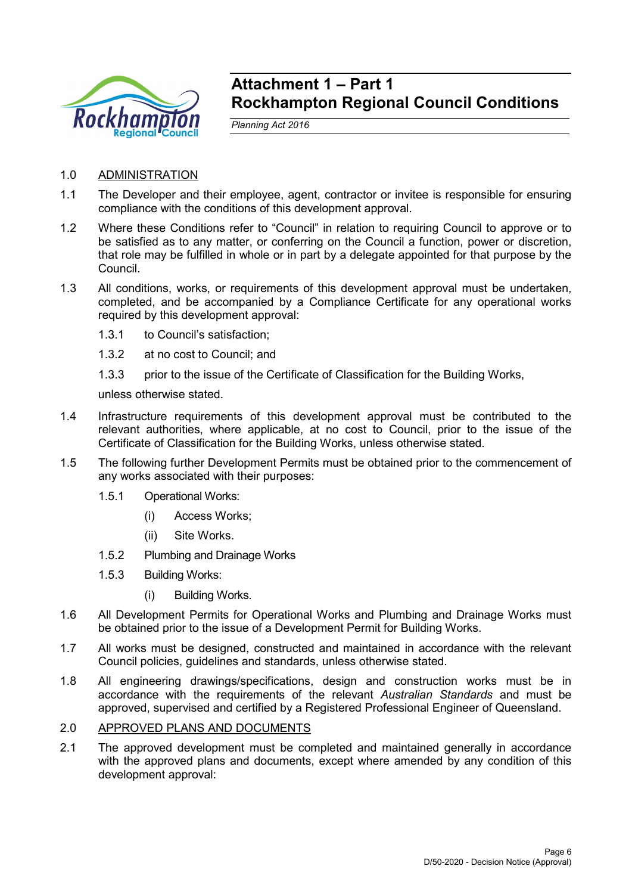# Attachment 1 – Part 1
# Rockhampton Regional Council Conditions

*Planning Act 2016*

1.0 ADMINISTRATION

1.1 The Developer and their employee, agent, contractor or invitee is responsible for ensuring compliance with the conditions of this development approval.

1.2 Where these Conditions refer to "Council" in relation to requiring Council to approve or to be satisfied as to any matter, or conferring on the Council a function, power or discretion, that role may be fulfilled in whole or in part by a delegate appointed for that purpose by the Council.

1.3 All conditions, works, or requirements of this development approval must be undertaken, completed, and be accompanied by a Compliance Certificate for any operational works required by this development approval:

   1.3.1 to Council's satisfaction;

   1.3.2 at no cost to Council; and

   1.3.3 prior to the issue of the Certificate of Classification for the Building Works,

   unless otherwise stated.

1.4 Infrastructure requirements of this development approval must be contributed to the relevant authorities, where applicable, at no cost to Council, prior to the issue of the Certificate of Classification for the Building Works, unless otherwise stated.

1.5 The following further Development Permits must be obtained prior to the commencement of any works associated with their purposes:

   1.5.1 Operational Works:

      (i) Access Works;

      (ii) Site Works.

   1.5.2 Plumbing and Drainage Works

   1.5.3 Building Works:

      (i) Building Works.

1.6 All Development Permits for Operational Works and Plumbing and Drainage Works must be obtained prior to the issue of a Development Permit for Building Works.

1.7 All works must be designed, constructed and maintained in accordance with the relevant Council policies, guidelines and standards, unless otherwise stated.

1.8 All engineering drawings/specifications, design and construction works must be in accordance with the requirements of the relevant *Australian Standards* and must be approved, supervised and certified by a Registered Professional Engineer of Queensland.

2.0 APPROVED PLANS AND DOCUMENTS

2.1 The approved development must be completed and maintained generally in accordance with the approved plans and documents, except where amended by any condition of this development approval: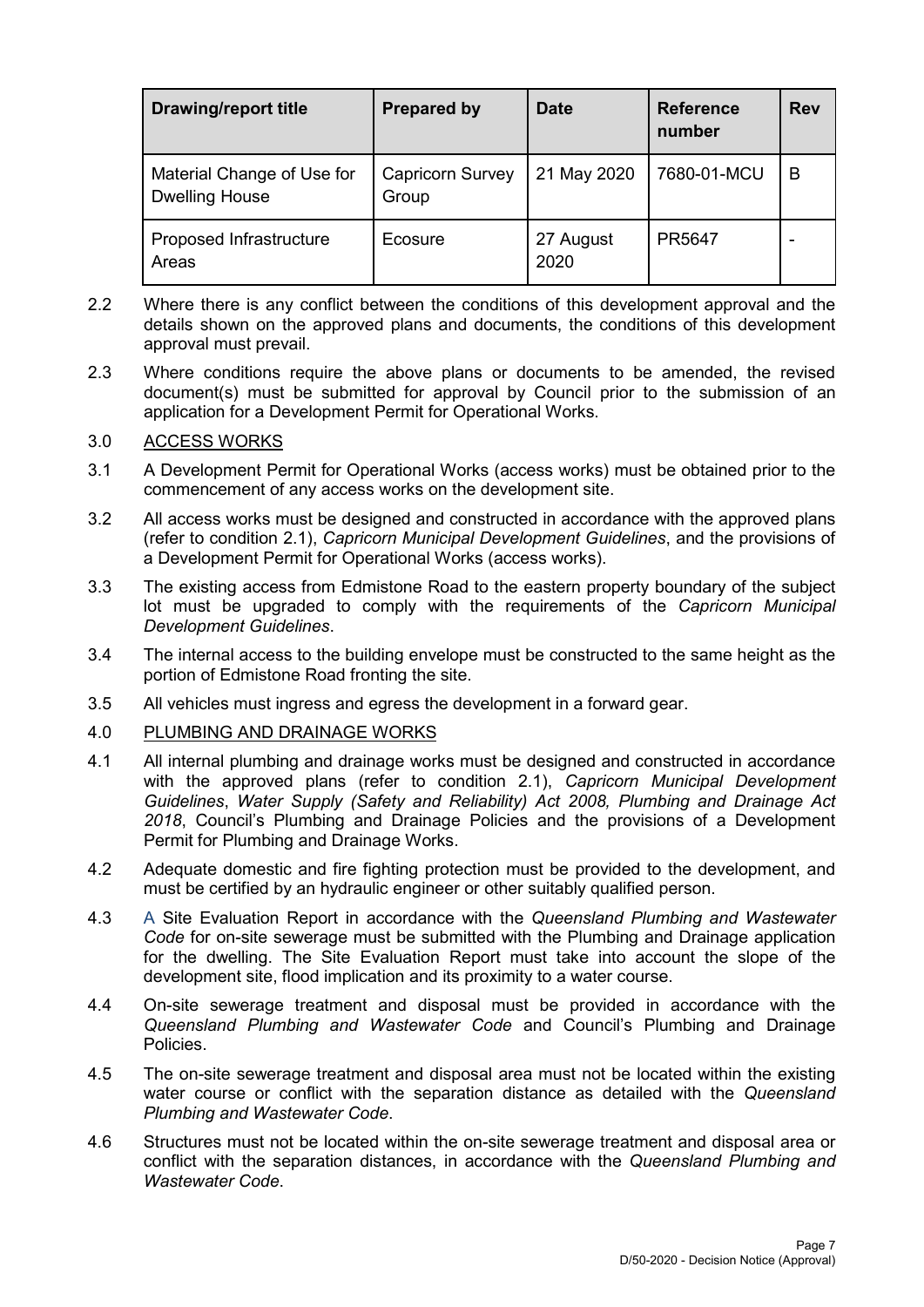| Drawing/report title | Prepared by | Date | Reference number | Rev |
| --- | --- | --- | --- | --- |
| Material Change of Use for Dwelling House | Capricorn Survey Group | 21 May 2020 | 7680-01-MCU | B |
| Proposed Infrastructure Areas | Ecosure | 27 August 2020 | PR5647 | - |

2.2 Where there is any conflict between the conditions of this development approval and the details shown on the approved plans and documents, the conditions of this development approval must prevail.

2.3 Where conditions require the above plans or documents to be amended, the revised document(s) must be submitted for approval by Council prior to the submission of an application for a Development Permit for Operational Works.

3.0 ACCESS WORKS

3.1 A Development Permit for Operational Works (access works) must be obtained prior to the commencement of any access works on the development site.

3.2 All access works must be designed and constructed in accordance with the approved plans (refer to condition 2.1), *Capricorn Municipal Development Guidelines*, and the provisions of a Development Permit for Operational Works (access works).

3.3 The existing access from Edmistone Road to the eastern property boundary of the subject lot must be upgraded to comply with the requirements of the *Capricorn Municipal Development Guidelines*.

3.4 The internal access to the building envelope must be constructed to the same height as the portion of Edmistone Road fronting the site.

3.5 All vehicles must ingress and egress the development in a forward gear.

4.0 PLUMBING AND DRAINAGE WORKS

4.1 All internal plumbing and drainage works must be designed and constructed in accordance with the approved plans (refer to condition 2.1), *Capricorn Municipal Development Guidelines*, *Water Supply (Safety and Reliability) Act 2008, Plumbing and Drainage Act 2018*, Council's Plumbing and Drainage Policies and the provisions of a Development Permit for Plumbing and Drainage Works.

4.2 Adequate domestic and fire fighting protection must be provided to the development, and must be certified by an hydraulic engineer or other suitably qualified person.

4.3 A Site Evaluation Report in accordance with the *Queensland Plumbing and Wastewater Code* for on-site sewerage must be submitted with the Plumbing and Drainage application for the dwelling. The Site Evaluation Report must take into account the slope of the development site, flood implication and its proximity to a water course.

4.4 On-site sewerage treatment and disposal must be provided in accordance with the *Queensland Plumbing and Wastewater Code* and Council's Plumbing and Drainage Policies.

4.5 The on-site sewerage treatment and disposal area must not be located within the existing water course or conflict with the separation distance as detailed with the *Queensland Plumbing and Wastewater Code*.

4.6 Structures must not be located within the on-site sewerage treatment and disposal area or conflict with the separation distances, in accordance with the *Queensland Plumbing and Wastewater Code*.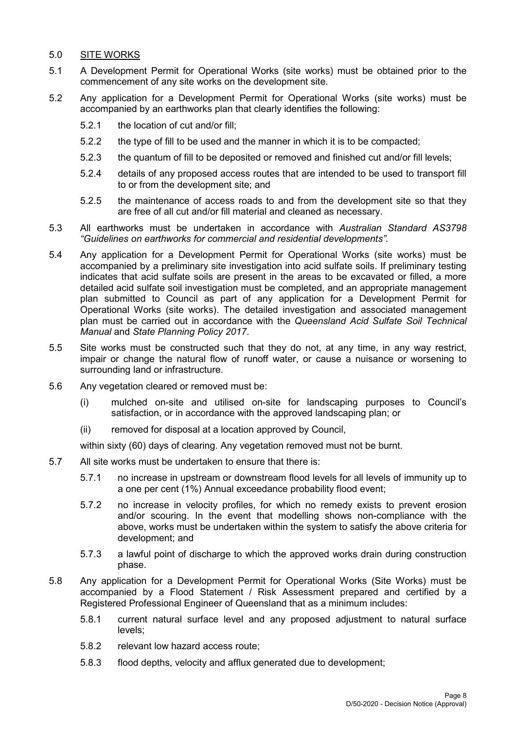## 5.0 SITE WORKS

5.1 A Development Permit for Operational Works (site works) must be obtained prior to the commencement of any site works on the development site.

5.2 Any application for a Development Permit for Operational Works (site works) must be accompanied by an earthworks plan that clearly identifies the following:

- 5.2.1 the location of cut and/or fill;
- 5.2.2 the type of fill to be used and the manner in which it is to be compacted;
- 5.2.3 the quantum of fill to be deposited or removed and finished cut and/or fill levels;
- 5.2.4 details of any proposed access routes that are intended to be used to transport fill to or from the development site; and
- 5.2.5 the maintenance of access roads to and from the development site so that they are free of all cut and/or fill material and cleaned as necessary.

5.3 All earthworks must be undertaken in accordance with *Australian Standard AS3798 "Guidelines on earthworks for commercial and residential developments".*

5.4 Any application for a Development Permit for Operational Works (site works) must be accompanied by a preliminary site investigation into acid sulfate soils. If preliminary testing indicates that acid sulfate soils are present in the areas to be excavated or filled, a more detailed acid sulfate soil investigation must be completed, and an appropriate management plan submitted to Council as part of any application for a Development Permit for Operational Works (site works). The detailed investigation and associated management plan must be carried out in accordance with the *Queensland Acid Sulfate Soil Technical Manual* and *State Planning Policy 2017*.

5.5 Site works must be constructed such that they do not, at any time, in any way restrict, impair or change the natural flow of runoff water, or cause a nuisance or worsening to surrounding land or infrastructure.

5.6 Any vegetation cleared or removed must be:

- (i) mulched on-site and utilised on-site for landscaping purposes to Council's satisfaction, or in accordance with the approved landscaping plan; or
- (ii) removed for disposal at a location approved by Council,

within sixty (60) days of clearing. Any vegetation removed must not be burnt.

5.7 All site works must be undertaken to ensure that there is:

- 5.7.1 no increase in upstream or downstream flood levels for all levels of immunity up to a one per cent (1%) Annual exceedance probability flood event;
- 5.7.2 no increase in velocity profiles, for which no remedy exists to prevent erosion and/or scouring. In the event that modelling shows non-compliance with the above, works must be undertaken within the system to satisfy the above criteria for development; and
- 5.7.3 a lawful point of discharge to which the approved works drain during construction phase.

5.8 Any application for a Development Permit for Operational Works (Site Works) must be accompanied by a Flood Statement / Risk Assessment prepared and certified by a Registered Professional Engineer of Queensland that as a minimum includes:

- 5.8.1 current natural surface level and any proposed adjustment to natural surface levels;
- 5.8.2 relevant low hazard access route;
- 5.8.3 flood depths, velocity and afflux generated due to development;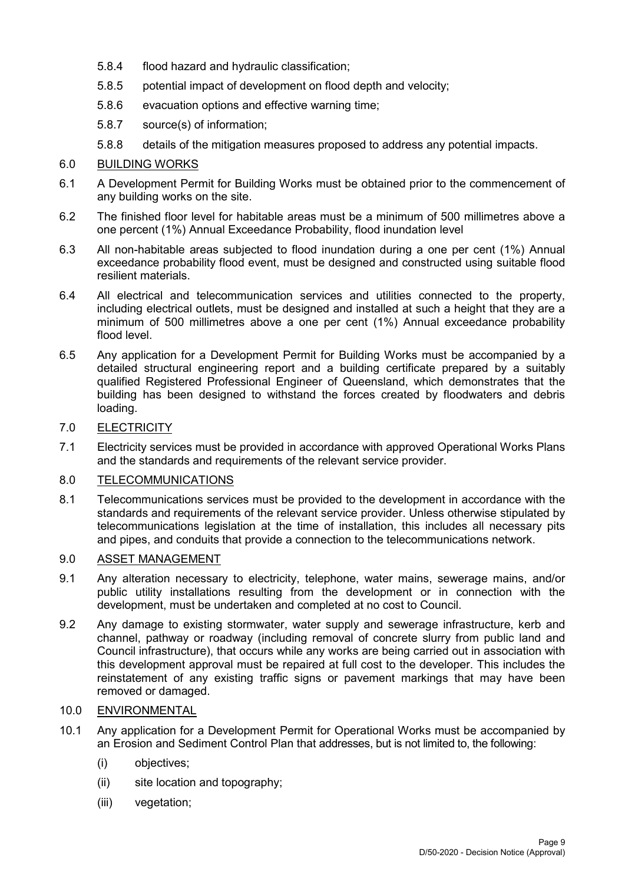5.8.4 flood hazard and hydraulic classification;

5.8.5 potential impact of development on flood depth and velocity;

5.8.6 evacuation options and effective warning time;

5.8.7 source(s) of information;

5.8.8 details of the mitigation measures proposed to address any potential impacts.

6.0 <u>BUILDING WORKS</u>

6.1 A Development Permit for Building Works must be obtained prior to the commencement of any building works on the site.

6.2 The finished floor level for habitable areas must be a minimum of 500 millimetres above a one percent (1%) Annual Exceedance Probability, flood inundation level

6.3 All non-habitable areas subjected to flood inundation during a one per cent (1%) Annual exceedance probability flood event, must be designed and constructed using suitable flood resilient materials.

6.4 All electrical and telecommunication services and utilities connected to the property, including electrical outlets, must be designed and installed at such a height that they are a minimum of 500 millimetres above a one per cent (1%) Annual exceedance probability flood level.

6.5 Any application for a Development Permit for Building Works must be accompanied by a detailed structural engineering report and a building certificate prepared by a suitably qualified Registered Professional Engineer of Queensland, which demonstrates that the building has been designed to withstand the forces created by floodwaters and debris loading.

7.0 <u>ELECTRICITY</u>

7.1 Electricity services must be provided in accordance with approved Operational Works Plans and the standards and requirements of the relevant service provider.

8.0 <u>TELECOMMUNICATIONS</u>

8.1 Telecommunications services must be provided to the development in accordance with the standards and requirements of the relevant service provider. Unless otherwise stipulated by telecommunications legislation at the time of installation, this includes all necessary pits and pipes, and conduits that provide a connection to the telecommunications network.

9.0 <u>ASSET MANAGEMENT</u>

9.1 Any alteration necessary to electricity, telephone, water mains, sewerage mains, and/or public utility installations resulting from the development or in connection with the development, must be undertaken and completed at no cost to Council.

9.2 Any damage to existing stormwater, water supply and sewerage infrastructure, kerb and channel, pathway or roadway (including removal of concrete slurry from public land and Council infrastructure), that occurs while any works are being carried out in association with this development approval must be repaired at full cost to the developer. This includes the reinstatement of any existing traffic signs or pavement markings that may have been removed or damaged.

10.0 <u>ENVIRONMENTAL</u>

10.1 Any application for a Development Permit for Operational Works must be accompanied by an Erosion and Sediment Control Plan that addresses, but is not limited to, the following:

(i) objectives;

(ii) site location and topography;

(iii) vegetation;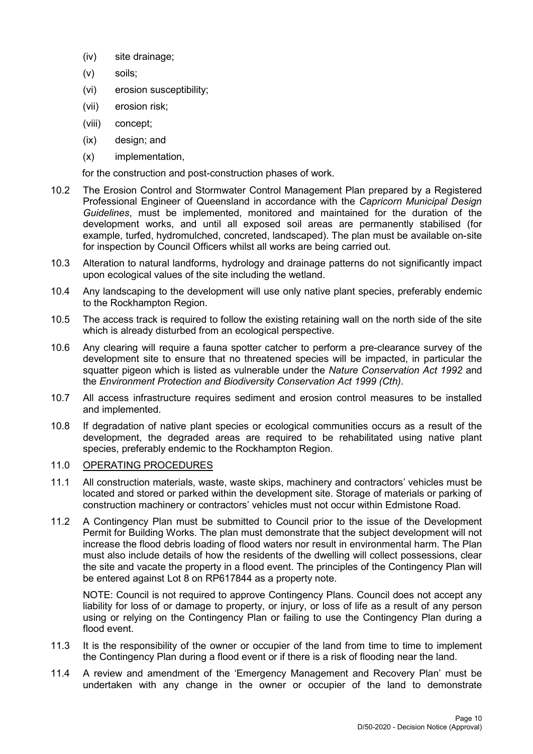(iv) site drainage;

(v) soils;

(vi) erosion susceptibility;

(vii) erosion risk;

(viii) concept;

(ix) design; and

(x) implementation,

for the construction and post-construction phases of work.

10.2 The Erosion Control and Stormwater Control Management Plan prepared by a Registered Professional Engineer of Queensland in accordance with the *Capricorn Municipal Design Guidelines*, must be implemented, monitored and maintained for the duration of the development works, and until all exposed soil areas are permanently stabilised (for example, turfed, hydromulched, concreted, landscaped). The plan must be available on-site for inspection by Council Officers whilst all works are being carried out.

10.3 Alteration to natural landforms, hydrology and drainage patterns do not significantly impact upon ecological values of the site including the wetland.

10.4 Any landscaping to the development will use only native plant species, preferably endemic to the Rockhampton Region.

10.5 The access track is required to follow the existing retaining wall on the north side of the site which is already disturbed from an ecological perspective.

10.6 Any clearing will require a fauna spotter catcher to perform a pre-clearance survey of the development site to ensure that no threatened species will be impacted, in particular the squatter pigeon which is listed as vulnerable under the *Nature Conservation Act 1992* and the *Environment Protection and Biodiversity Conservation Act 1999 (Cth)*.

10.7 All access infrastructure requires sediment and erosion control measures to be installed and implemented.

10.8 If degradation of native plant species or ecological communities occurs as a result of the development, the degraded areas are required to be rehabilitated using native plant species, preferably endemic to the Rockhampton Region.

11.0 <u>OPERATING PROCEDURES</u>

11.1 All construction materials, waste, waste skips, machinery and contractors' vehicles must be located and stored or parked within the development site. Storage of materials or parking of construction machinery or contractors' vehicles must not occur within Edmistone Road.

11.2 A Contingency Plan must be submitted to Council prior to the issue of the Development Permit for Building Works. The plan must demonstrate that the subject development will not increase the flood debris loading of flood waters nor result in environmental harm. The Plan must also include details of how the residents of the dwelling will collect possessions, clear the site and vacate the property in a flood event. The principles of the Contingency Plan will be entered against Lot 8 on RP617844 as a property note.

NOTE: Council is not required to approve Contingency Plans. Council does not accept any liability for loss of or damage to property, or injury, or loss of life as a result of any person using or relying on the Contingency Plan or failing to use the Contingency Plan during a flood event.

11.3 It is the responsibility of the owner or occupier of the land from time to time to implement the Contingency Plan during a flood event or if there is a risk of flooding near the land.

11.4 A review and amendment of the 'Emergency Management and Recovery Plan' must be undertaken with any change in the owner or occupier of the land to demonstrate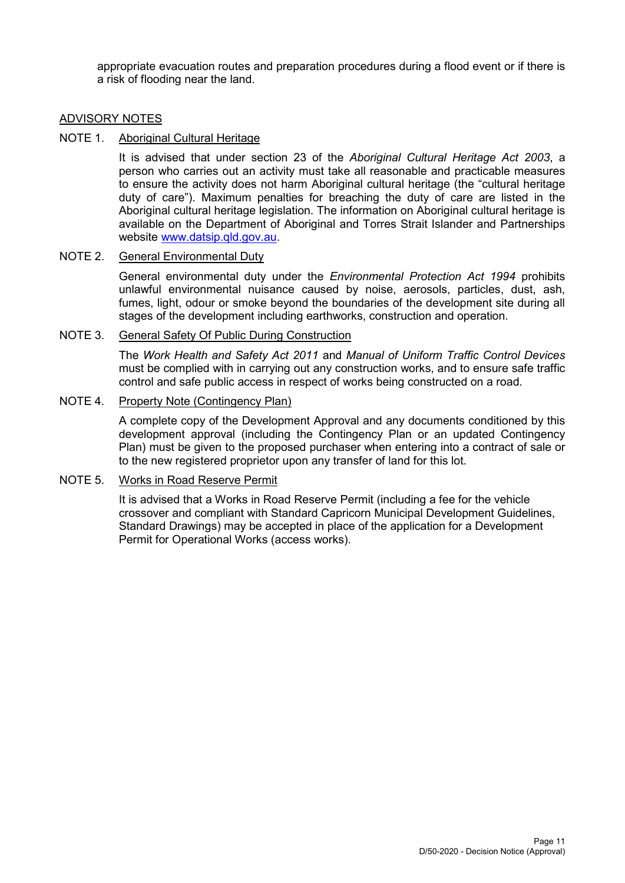appropriate evacuation routes and preparation procedures during a flood event or if there is a risk of flooding near the land.

## ADVISORY NOTES

NOTE 1. Aboriginal Cultural Heritage

It is advised that under section 23 of the *Aboriginal Cultural Heritage Act 2003*, a person who carries out an activity must take all reasonable and practicable measures to ensure the activity does not harm Aboriginal cultural heritage (the "cultural heritage duty of care"). Maximum penalties for breaching the duty of care are listed in the Aboriginal cultural heritage legislation. The information on Aboriginal cultural heritage is available on the Department of Aboriginal and Torres Strait Islander and Partnerships website www.datsip.qld.gov.au.

NOTE 2. General Environmental Duty

General environmental duty under the *Environmental Protection Act 1994* prohibits unlawful environmental nuisance caused by noise, aerosols, particles, dust, ash, fumes, light, odour or smoke beyond the boundaries of the development site during all stages of the development including earthworks, construction and operation.

NOTE 3. General Safety Of Public During Construction

The *Work Health and Safety Act 2011* and *Manual of Uniform Traffic Control Devices* must be complied with in carrying out any construction works, and to ensure safe traffic control and safe public access in respect of works being constructed on a road.

NOTE 4. Property Note (Contingency Plan)

A complete copy of the Development Approval and any documents conditioned by this development approval (including the Contingency Plan or an updated Contingency Plan) must be given to the proposed purchaser when entering into a contract of sale or to the new registered proprietor upon any transfer of land for this lot.

NOTE 5. Works in Road Reserve Permit

It is advised that a Works in Road Reserve Permit (including a fee for the vehicle crossover and compliant with Standard Capricorn Municipal Development Guidelines, Standard Drawings) may be accepted in place of the application for a Development Permit for Operational Works (access works).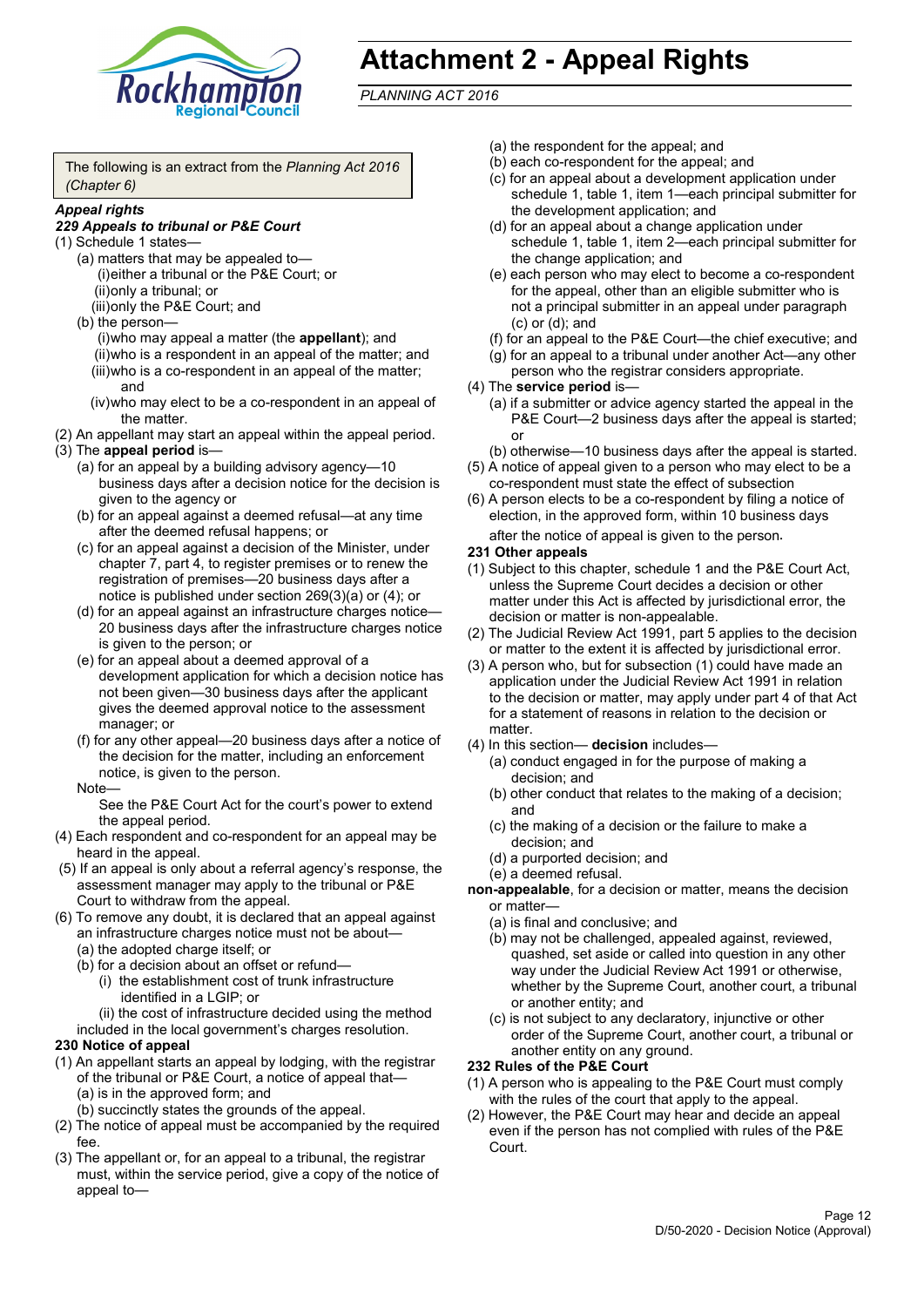# Attachment 2 - Appeal Rights

*PLANNING ACT 2016*

The following is an extract from the *Planning Act 2016 (Chapter 6)*

***Appeal rights***

***229 Appeals to tribunal or P&E Court***

(1) Schedule 1 states—

- (a) matters that may be appealed to—
  - (i) either a tribunal or the P&E Court; or
  - (ii) only a tribunal; or
  - (iii) only the P&E Court; and
- (b) the person—
  - (i) who may appeal a matter (the **appellant**); and
  - (ii) who is a respondent in an appeal of the matter; and
  - (iii) who is a co-respondent in an appeal of the matter; and
  - (iv) who may elect to be a co-respondent in an appeal of the matter.

(2) An appellant may start an appeal within the appeal period.

(3) The **appeal period** is—

- (a) for an appeal by a building advisory agency—10 business days after a decision notice for the decision is given to the agency or
- (b) for an appeal against a deemed refusal—at any time after the deemed refusal happens; or
- (c) for an appeal against a decision of the Minister, under chapter 7, part 4, to register premises or to renew the registration of premises—20 business days after a notice is published under section 269(3)(a) or (4); or
- (d) for an appeal against an infrastructure charges notice—20 business days after the infrastructure charges notice is given to the person; or
- (e) for an appeal about a deemed approval of a development application for which a decision notice has not been given—30 business days after the applicant gives the deemed approval notice to the assessment manager; or
- (f) for any other appeal—20 business days after a notice of the decision for the matter, including an enforcement notice, is given to the person.

Note—

See the P&E Court Act for the court's power to extend the appeal period.

(4) Each respondent and co-respondent for an appeal may be heard in the appeal.

(5) If an appeal is only about a referral agency's response, the assessment manager may apply to the tribunal or P&E Court to withdraw from the appeal.

(6) To remove any doubt, it is declared that an appeal against an infrastructure charges notice must not be about—

- (a) the adopted charge itself; or
- (b) for a decision about an offset or refund—
  - (i) the establishment cost of trunk infrastructure identified in a LGIP; or
  - (ii) the cost of infrastructure decided using the method

included in the local government's charges resolution.

**230 Notice of appeal**

(1) An appellant starts an appeal by lodging, with the registrar of the tribunal or P&E Court, a notice of appeal that—

- (a) is in the approved form; and
- (b) succinctly states the grounds of the appeal.

(2) The notice of appeal must be accompanied by the required fee.

(3) The appellant or, for an appeal to a tribunal, the registrar must, within the service period, give a copy of the notice of appeal to—

- (a) the respondent for the appeal; and
- (b) each co-respondent for the appeal; and
- (c) for an appeal about a development application under schedule 1, table 1, item 1—each principal submitter for the development application; and
- (d) for an appeal about a change application under schedule 1, table 1, item 2—each principal submitter for the change application; and
- (e) each person who may elect to become a co-respondent for the appeal, other than an eligible submitter who is not a principal submitter in an appeal under paragraph (c) or (d); and
- (f) for an appeal to the P&E Court—the chief executive; and
- (g) for an appeal to a tribunal under another Act—any other person who the registrar considers appropriate.

(4) The **service period** is—

- (a) if a submitter or advice agency started the appeal in the P&E Court—2 business days after the appeal is started; or
- (b) otherwise—10 business days after the appeal is started.

(5) A notice of appeal given to a person who may elect to be a co-respondent must state the effect of subsection

(6) A person elects to be a co-respondent by filing a notice of election, in the approved form, within 10 business days after the notice of appeal is given to the person.

**231 Other appeals**

(1) Subject to this chapter, schedule 1 and the P&E Court Act, unless the Supreme Court decides a decision or other matter under this Act is affected by jurisdictional error, the decision or matter is non-appealable.

(2) The Judicial Review Act 1991, part 5 applies to the decision or matter to the extent it is affected by jurisdictional error.

(3) A person who, but for subsection (1) could have made an application under the Judicial Review Act 1991 in relation to the decision or matter, may apply under part 4 of that Act for a statement of reasons in relation to the decision or matter.

(4) In this section— **decision** includes—

- (a) conduct engaged in for the purpose of making a decision; and
- (b) other conduct that relates to the making of a decision; and
- (c) the making of a decision or the failure to make a decision; and
- (d) a purported decision; and
- (e) a deemed refusal.

**non-appealable**, for a decision or matter, means the decision or matter—

- (a) is final and conclusive; and
- (b) may not be challenged, appealed against, reviewed, quashed, set aside or called into question in any other way under the Judicial Review Act 1991 or otherwise, whether by the Supreme Court, another court, a tribunal or another entity; and
- (c) is not subject to any declaratory, injunctive or other order of the Supreme Court, another court, a tribunal or another entity on any ground.

**232 Rules of the P&E Court**

(1) A person who is appealing to the P&E Court must comply with the rules of the court that apply to the appeal.

(2) However, the P&E Court may hear and decide an appeal even if the person has not complied with rules of the P&E Court.

D/50-2020 - Decision Notice (Approval)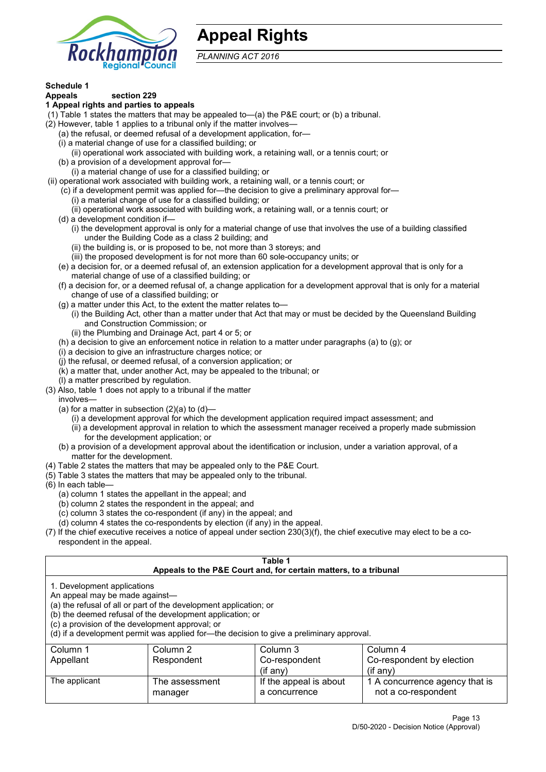# Appeal Rights

*PLANNING ACT 2016*

**Schedule 1**

**Appeals section 229**

**1 Appeal rights and parties to appeals**

(1) Table 1 states the matters that may be appealed to—(a) the P&E court; or (b) a tribunal.

(2) However, table 1 applies to a tribunal only if the matter involves—

(a) the refusal, or deemed refusal of a development application, for—

(i) a material change of use for a classified building; or

(ii) operational work associated with building work, a retaining wall, or a tennis court; or

(b) a provision of a development approval for—

(i) a material change of use for a classified building; or

(ii) operational work associated with building work, a retaining wall, or a tennis court; or

(c) if a development permit was applied for—the decision to give a preliminary approval for—

(i) a material change of use for a classified building; or

(ii) operational work associated with building work, a retaining wall, or a tennis court; or

(d) a development condition if—

(i) the development approval is only for a material change of use that involves the use of a building classified under the Building Code as a class 2 building; and

(ii) the building is, or is proposed to be, not more than 3 storeys; and

(iii) the proposed development is for not more than 60 sole-occupancy units; or

(e) a decision for, or a deemed refusal of, an extension application for a development approval that is only for a material change of use of a classified building; or

(f) a decision for, or a deemed refusal of, a change application for a development approval that is only for a material change of use of a classified building; or

(g) a matter under this Act, to the extent the matter relates to—

(i) the Building Act, other than a matter under that Act that may or must be decided by the Queensland Building and Construction Commission; or

(ii) the Plumbing and Drainage Act, part 4 or 5; or

(h) a decision to give an enforcement notice in relation to a matter under paragraphs (a) to (g); or

(i) a decision to give an infrastructure charges notice; or

(j) the refusal, or deemed refusal, of a conversion application; or

(k) a matter that, under another Act, may be appealed to the tribunal; or

(l) a matter prescribed by regulation.

(3) Also, table 1 does not apply to a tribunal if the matter involves—

(a) for a matter in subsection (2)(a) to (d)—

(i) a development approval for which the development application required impact assessment; and

(ii) a development approval in relation to which the assessment manager received a properly made submission for the development application; or

(b) a provision of a development approval about the identification or inclusion, under a variation approval, of a matter for the development.

(4) Table 2 states the matters that may be appealed only to the P&E Court.

(5) Table 3 states the matters that may be appealed only to the tribunal.

(6) In each table—

(a) column 1 states the appellant in the appeal; and

(b) column 2 states the respondent in the appeal; and

(c) column 3 states the co-respondent (if any) in the appeal; and

(d) column 4 states the co-respondents by election (if any) in the appeal.

(7) If the chief executive receives a notice of appeal under section 230(3)(f), the chief executive may elect to be a co-respondent in the appeal.

**Table 1**
**Appeals to the P&E Court and, for certain matters, to a tribunal**

1. Development applications

An appeal may be made against—

(a) the refusal of all or part of the development application; or

(b) the deemed refusal of the development application; or

(c) a provision of the development approval; or

(d) if a development permit was applied for—the decision to give a preliminary approval.

| Column 1<br>Appellant | Column 2<br>Respondent | Column 3<br>Co-respondent<br>(if any) | Column 4<br>Co-respondent by election<br>(if any) |
|---|---|---|---|
| The applicant | The assessment manager | If the appeal is about a concurrence | 1 A concurrence agency that is not a co-respondent |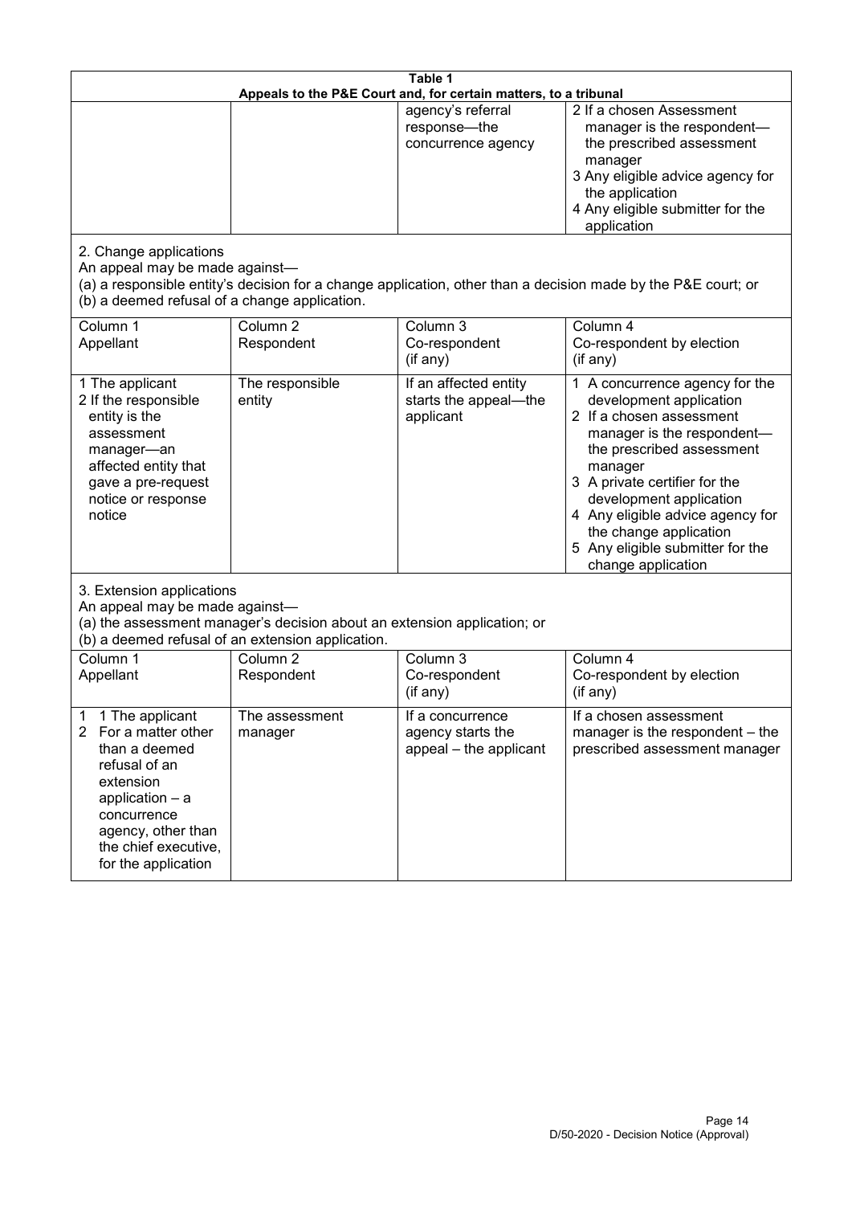| Table 1 | | | |
|---|---|---|---|
| **Appeals to the P&E Court and, for certain matters, to a tribunal** | | | |
| | | agency's referral response—the concurrence agency | 2 If a chosen Assessment manager is the respondent—the prescribed assessment manager<br>3 Any eligible advice agency for the application<br>4 Any eligible submitter for the application |
| 2. Change applications<br>An appeal may be made against—<br>(a) a responsible entity's decision for a change application, other than a decision made by the P&E court; or<br>(b) a deemed refusal of a change application. | | | |
| Column 1<br>Appellant | Column 2<br>Respondent | Column 3<br>Co-respondent<br>(if any) | Column 4<br>Co-respondent by election<br>(if any) |
| 1 The applicant<br>2 If the responsible entity is the assessment manager—an affected entity that gave a pre-request notice or response notice | The responsible entity | If an affected entity starts the appeal—the applicant | 1 A concurrence agency for the development application<br>2 If a chosen assessment manager is the respondent—the prescribed assessment manager<br>3 A private certifier for the development application<br>4 Any eligible advice agency for the change application<br>5 Any eligible submitter for the change application |
| 3. Extension applications<br>An appeal may be made against—<br>(a) the assessment manager's decision about an extension application; or<br>(b) a deemed refusal of an extension application. | | | |
| Column 1<br>Appellant | Column 2<br>Respondent | Column 3<br>Co-respondent<br>(if any) | Column 4<br>Co-respondent by election<br>(if any) |
| 1 1 The applicant<br>2 For a matter other than a deemed refusal of an extension application – a concurrence agency, other than the chief executive, for the application | The assessment manager | If a concurrence agency starts the appeal – the applicant | If a chosen assessment manager is the respondent – the prescribed assessment manager |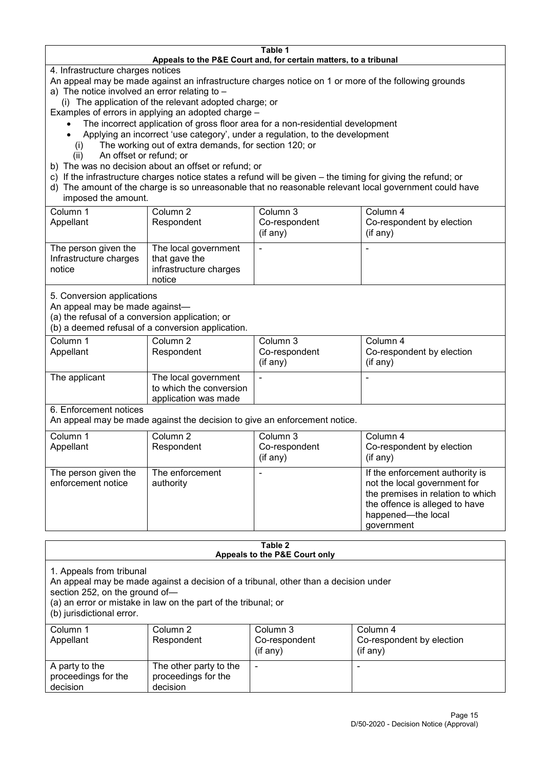## Table 1
### Appeals to the P&E Court and, for certain matters, to a tribunal

4. Infrastructure charges notices

An appeal may be made against an infrastructure charges notice on 1 or more of the following grounds

a) The notice involved an error relating to –
   (i) The application of the relevant adopted charge; or

Examples of errors in applying an adopted charge –

- The incorrect application of gross floor area for a non-residential development
- Applying an incorrect 'use category', under a regulation, to the development

   (i) The working out of extra demands, for section 120; or
   (ii) An offset or refund; or

b) The was no decision about an offset or refund; or

c) If the infrastructure charges notice states a refund will be given – the timing for giving the refund; or

d) The amount of the charge is so unreasonable that no reasonable relevant local government could have imposed the amount.

| Column 1<br>Appellant | Column 2<br>Respondent | Column 3<br>Co-respondent<br>(if any) | Column 4<br>Co-respondent by election<br>(if any) |
|---|---|---|---|
| The person given the Infrastructure charges notice | The local government that gave the infrastructure charges notice | - | - |

5. Conversion applications

An appeal may be made against—

(a) the refusal of a conversion application; or

(b) a deemed refusal of a conversion application.

| Column 1<br>Appellant | Column 2<br>Respondent | Column 3<br>Co-respondent<br>(if any) | Column 4<br>Co-respondent by election<br>(if any) |
|---|---|---|---|
| The applicant | The local government to which the conversion application was made | - | - |

6. Enforcement notices

An appeal may be made against the decision to give an enforcement notice.

| Column 1<br>Appellant | Column 2<br>Respondent | Column 3<br>Co-respondent<br>(if any) | Column 4<br>Co-respondent by election<br>(if any) |
|---|---|---|---|
| The person given the enforcement notice | The enforcement authority | - | If the enforcement authority is not the local government for the premises in relation to which the offence is alleged to have happened—the local government |

## Table 2
### Appeals to the P&E Court only

1. Appeals from tribunal

An appeal may be made against a decision of a tribunal, other than a decision under section 252, on the ground of—

(a) an error or mistake in law on the part of the tribunal; or

(b) jurisdictional error.

| Column 1<br>Appellant | Column 2<br>Respondent | Column 3<br>Co-respondent<br>(if any) | Column 4<br>Co-respondent by election<br>(if any) |
|---|---|---|---|
| A party to the proceedings for the decision | The other party to the proceedings for the decision | - | - |

D/50-2020 - Decision Notice (Approval)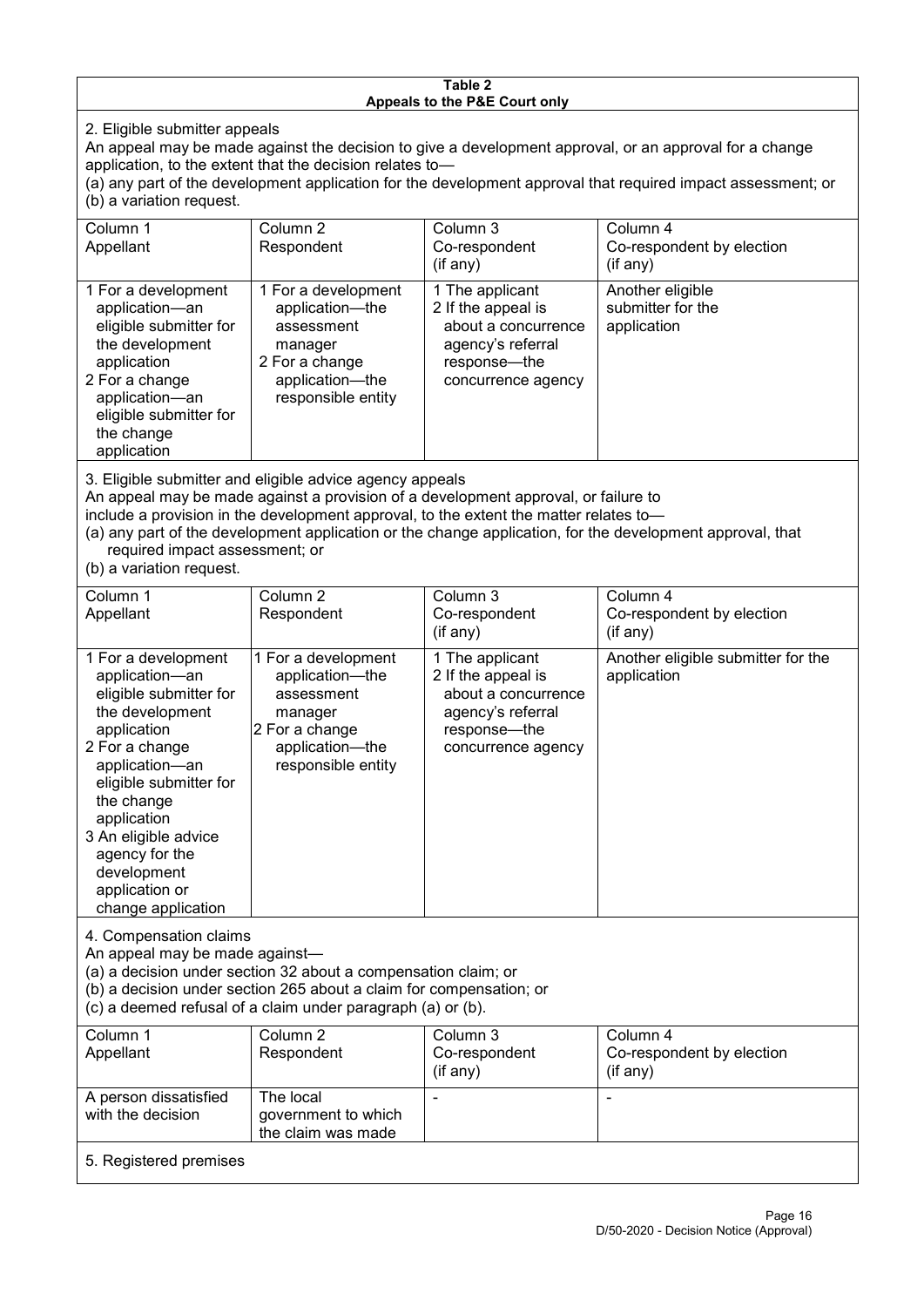**Table 2**
**Appeals to the P&E Court only**

2. Eligible submitter appeals

An appeal may be made against the decision to give a development approval, or an approval for a change application, to the extent that the decision relates to—

(a) any part of the development application for the development approval that required impact assessment; or

(b) a variation request.

| Column 1<br>Appellant | Column 2<br>Respondent | Column 3<br>Co-respondent<br>(if any) | Column 4<br>Co-respondent by election<br>(if any) |
|---|---|---|---|
| 1 For a development application—an eligible submitter for the development application<br>2 For a change application—an eligible submitter for the change application | 1 For a development application—the assessment manager<br>2 For a change application—the responsible entity | 1 The applicant<br>2 If the appeal is about a concurrence agency's referral response—the concurrence agency | Another eligible submitter for the application |

3. Eligible submitter and eligible advice agency appeals

An appeal may be made against a provision of a development approval, or failure to include a provision in the development approval, to the extent the matter relates to—

(a) any part of the development application or the change application, for the development approval, that required impact assessment; or

(b) a variation request.

| Column 1<br>Appellant | Column 2<br>Respondent | Column 3<br>Co-respondent<br>(if any) | Column 4<br>Co-respondent by election<br>(if any) |
|---|---|---|---|
| 1 For a development application—an eligible submitter for the development application<br>2 For a change application—an eligible submitter for the change application<br>3 An eligible advice agency for the development application or change application | 1 For a development application—the assessment manager<br>2 For a change application—the responsible entity | 1 The applicant<br>2 If the appeal is about a concurrence agency's referral response—the concurrence agency | Another eligible submitter for the application |

4. Compensation claims

An appeal may be made against—

(a) a decision under section 32 about a compensation claim; or

(b) a decision under section 265 about a claim for compensation; or

(c) a deemed refusal of a claim under paragraph (a) or (b).

| Column 1<br>Appellant | Column 2<br>Respondent | Column 3<br>Co-respondent<br>(if any) | Column 4<br>Co-respondent by election<br>(if any) |
|---|---|---|---|
| A person dissatisfied with the decision | The local government to which the claim was made | - | - |

5. Registered premises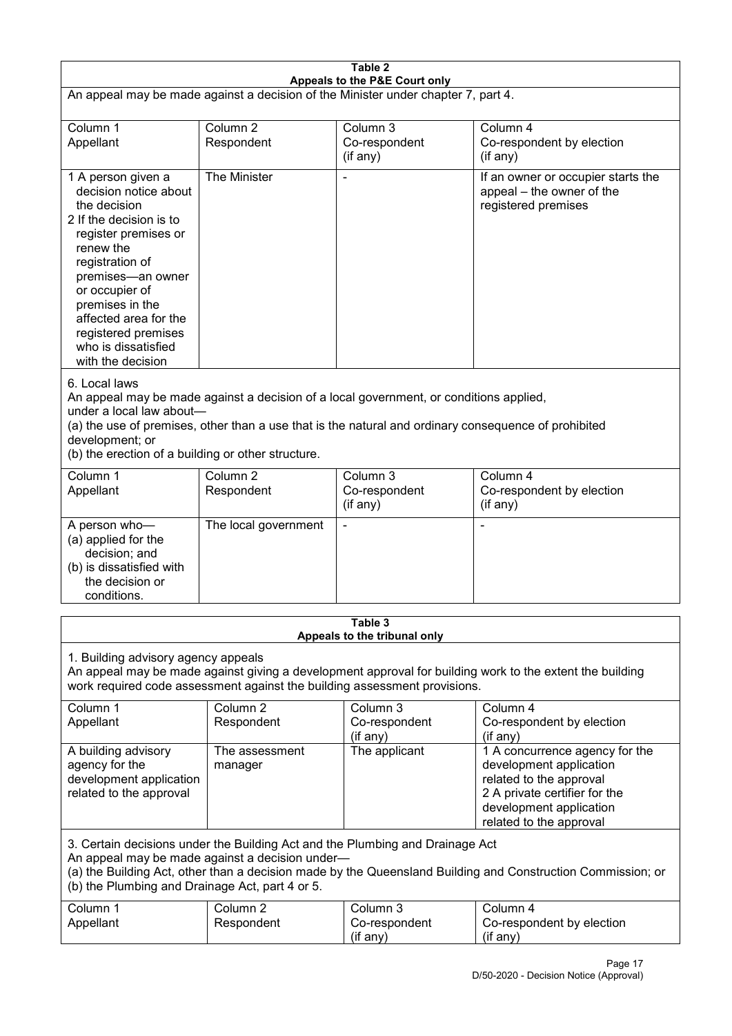**Table 2**
**Appeals to the P&E Court only**

An appeal may be made against a decision of the Minister under chapter 7, part 4.

| Column 1<br>Appellant | Column 2<br>Respondent | Column 3<br>Co-respondent<br>(if any) | Column 4<br>Co-respondent by election<br>(if any) |
|---|---|---|---|
| 1 A person given a decision notice about the decision<br>2 If the decision is to register premises or renew the registration of premises—an owner or occupier of premises in the affected area for the registered premises who is dissatisfied with the decision | The Minister | - | If an owner or occupier starts the appeal – the owner of the registered premises |

6. Local laws
An appeal may be made against a decision of a local government, or conditions applied, under a local law about—
(a) the use of premises, other than a use that is the natural and ordinary consequence of prohibited development; or
(b) the erection of a building or other structure.

| Column 1<br>Appellant | Column 2<br>Respondent | Column 3<br>Co-respondent<br>(if any) | Column 4<br>Co-respondent by election<br>(if any) |
|---|---|---|---|
| A person who—<br>(a) applied for the decision; and<br>(b) is dissatisfied with the decision or conditions. | The local government | - | - |

**Table 3**
**Appeals to the tribunal only**

1. Building advisory agency appeals
An appeal may be made against giving a development approval for building work to the extent the building work required code assessment against the building assessment provisions.

| Column 1<br>Appellant | Column 2<br>Respondent | Column 3<br>Co-respondent<br>(if any) | Column 4<br>Co-respondent by election<br>(if any) |
|---|---|---|---|
| A building advisory agency for the development application related to the approval | The assessment manager | The applicant | 1 A concurrence agency for the development application related to the approval<br>2 A private certifier for the development application related to the approval |

3. Certain decisions under the Building Act and the Plumbing and Drainage Act
An appeal may be made against a decision under—
(a) the Building Act, other than a decision made by the Queensland Building and Construction Commission; or
(b) the Plumbing and Drainage Act, part 4 or 5.

| Column 1<br>Appellant | Column 2<br>Respondent | Column 3<br>Co-respondent<br>(if any) | Column 4<br>Co-respondent by election<br>(if any) |
|---|---|---|---|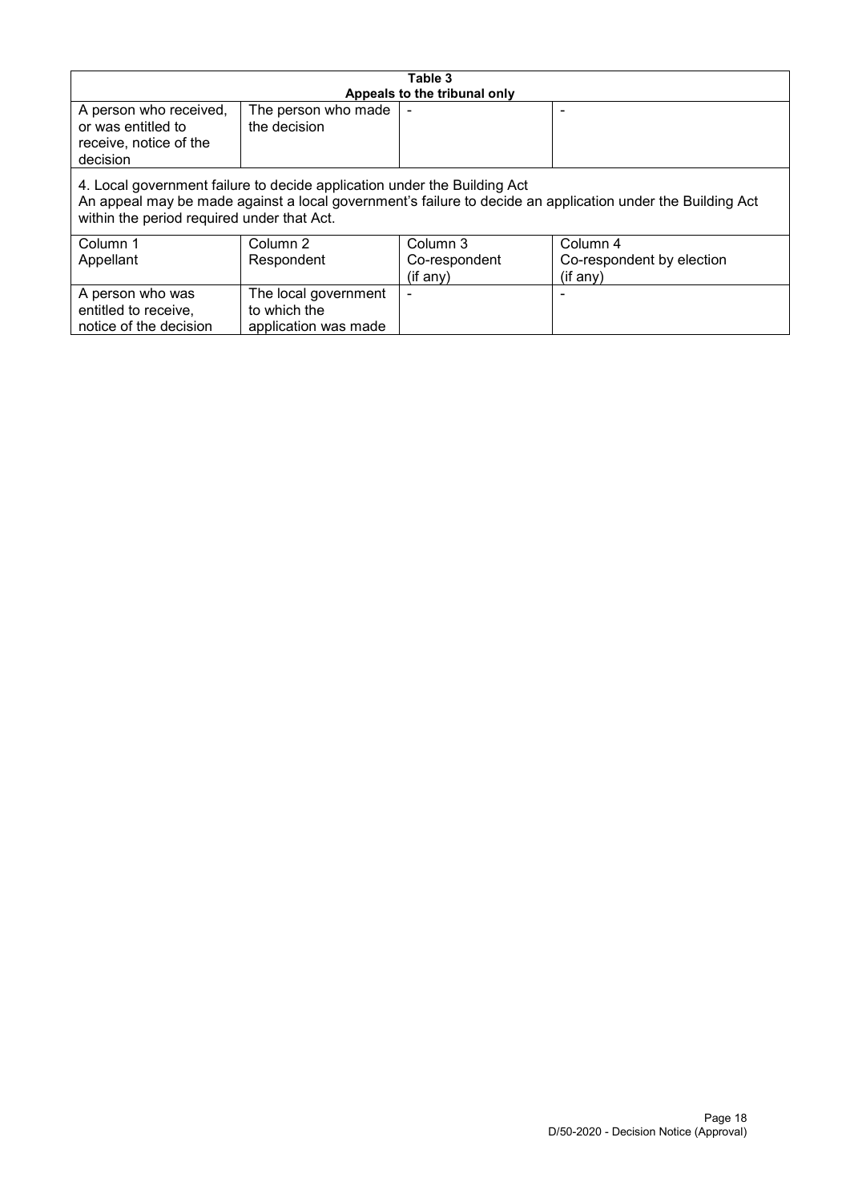| Table 3<br>Appeals to the tribunal only | | | |
|---|---|---|---|
| A person who received, or was entitled to receive, notice of the decision | The person who made the decision | - | - |
| 4. Local government failure to decide application under the Building Act<br>An appeal may be made against a local government's failure to decide an application under the Building Act within the period required under that Act. | | | |
| Column 1<br>Appellant | Column 2<br>Respondent | Column 3<br>Co-respondent<br>(if any) | Column 4<br>Co-respondent by election<br>(if any) |
| A person who was entitled to receive, notice of the decision | The local government to which the application was made | - | - |

D/50-2020 - Decision Notice (Approval)